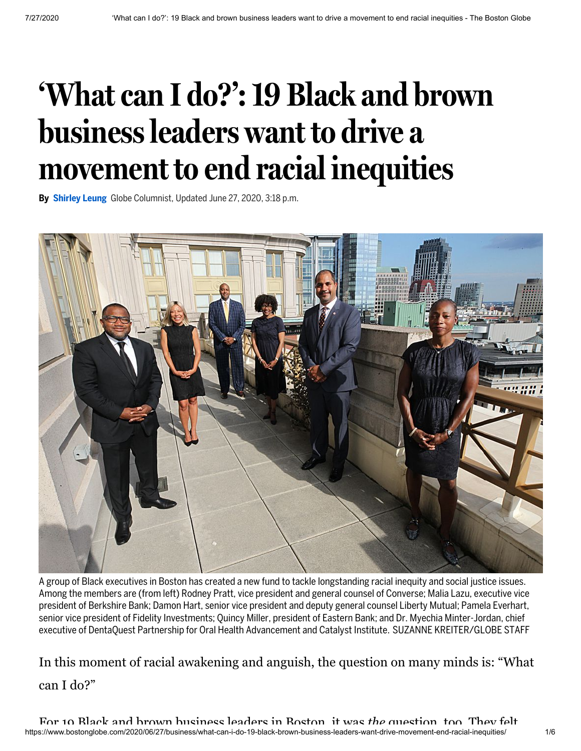# 'What can I do?': 19 Black and brown business leaders want to drive a movement to end racial inequities

**By** **Shirley Leung** Globe Columnist, Updated June 27, 2020, 3:18 p.m.

A group of Black executives in Boston has created a new fund to tackle longstanding racial inequity and social justice issues. Among the members are (from left) Rodney Pratt, vice president and general counsel of Converse; Malia Lazu, executive vice president of Berkshire Bank; Damon Hart, senior vice president and deputy general counsel Liberty Mutual; Pamela Everhart, senior vice president of Fidelity Investments; Quincy Miller, president of Eastern Bank; and Dr. Myechia Minter-Jordan, chief executive of DentaQuest Partnership for Oral Health Advancement and Catalyst Institute. SUZANNE KREITER/GLOBE STAFF

In this moment of racial awakening and anguish, the question on many minds is: "What can I do?"

For 19 Black and brown business leaders in Boston, it was *the* question, too. They felt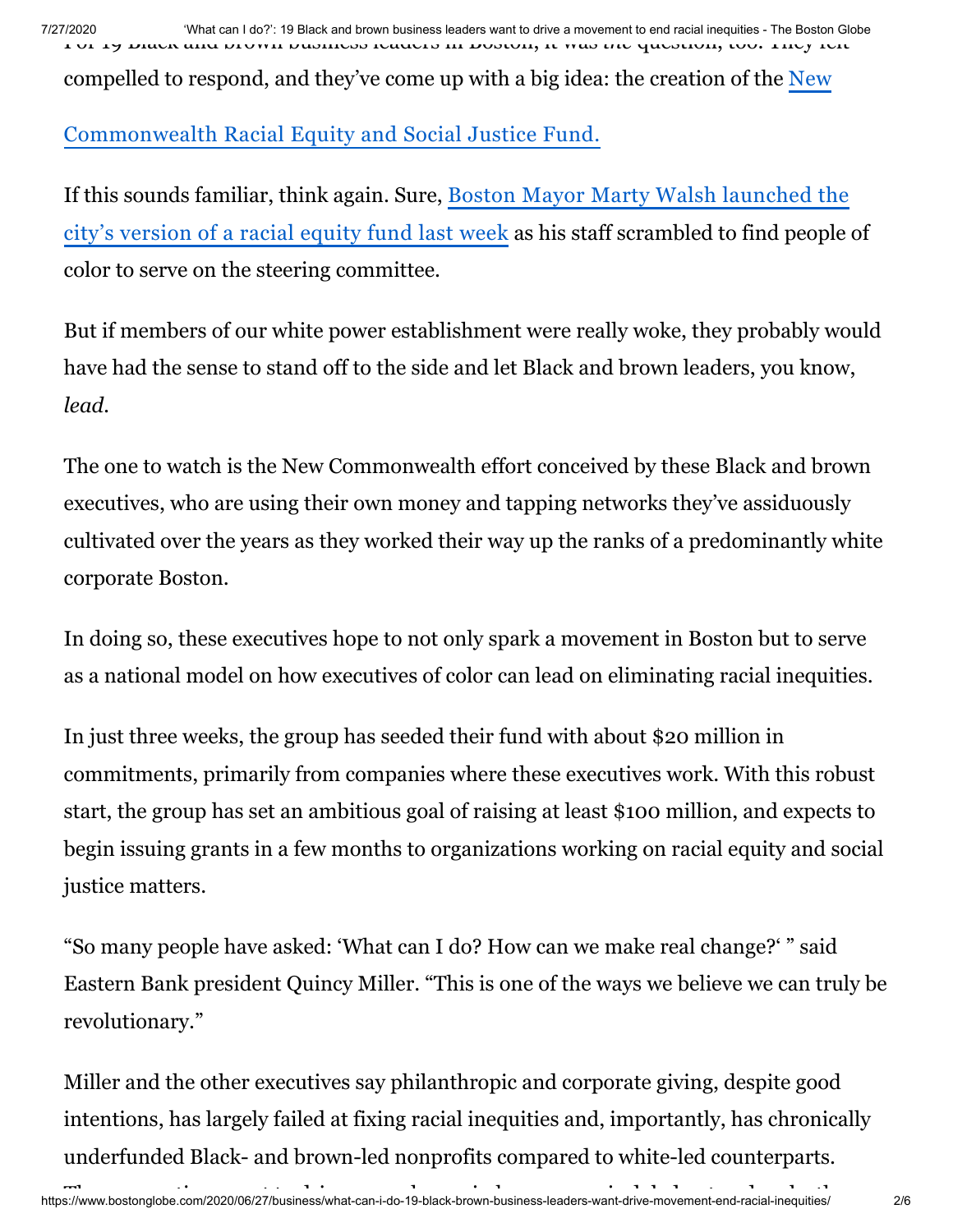For 19 Black and brown business leaders in Boston, it was *the* question, too. They felt compelled to respond, and they've come up with a big idea: the creation of the New Commonwealth Racial Equity and Social Justice Fund.

If this sounds familiar, think again. Sure, Boston Mayor Marty Walsh launched the city's version of a racial equity fund last week as his staff scrambled to find people of color to serve on the steering committee.

But if members of our white power establishment were really woke, they probably would have had the sense to stand off to the side and let Black and brown leaders, you know, *lead*.

The one to watch is the New Commonwealth effort conceived by these Black and brown executives, who are using their own money and tapping networks they've assiduously cultivated over the years as they worked their way up the ranks of a predominantly white corporate Boston.

In doing so, these executives hope to not only spark a movement in Boston but to serve as a national model on how executives of color can lead on eliminating racial inequities.

In just three weeks, the group has seeded their fund with about $20 million in commitments, primarily from companies where these executives work. With this robust start, the group has set an ambitious goal of raising at least $100 million, and expects to begin issuing grants in a few months to organizations working on racial equity and social justice matters.

"So many people have asked: 'What can I do? How can we make real change?' " said Eastern Bank president Quincy Miller. "This is one of the ways we believe we can truly be revolutionary."

Miller and the other executives say philanthropic and corporate giving, despite good intentions, has largely failed at fixing racial inequities and, importantly, has chronically underfunded Black- and brown-led nonprofits compared to white-led counterparts.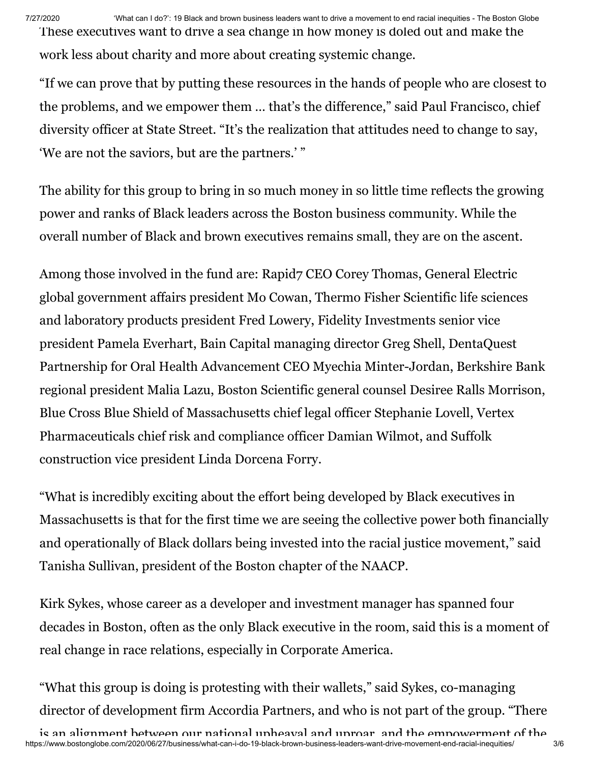These executives want to drive a sea change in how money is doled out and make the work less about charity and more about creating systemic change.

"If we can prove that by putting these resources in the hands of people who are closest to the problems, and we empower them … that's the difference," said Paul Francisco, chief diversity officer at State Street. "It's the realization that attitudes need to change to say, 'We are not the saviors, but are the partners.' "

The ability for this group to bring in so much money in so little time reflects the growing power and ranks of Black leaders across the Boston business community. While the overall number of Black and brown executives remains small, they are on the ascent.

Among those involved in the fund are: Rapid7 CEO Corey Thomas, General Electric global government affairs president Mo Cowan, Thermo Fisher Scientific life sciences and laboratory products president Fred Lowery, Fidelity Investments senior vice president Pamela Everhart, Bain Capital managing director Greg Shell, DentaQuest Partnership for Oral Health Advancement CEO Myechia Minter-Jordan, Berkshire Bank regional president Malia Lazu, Boston Scientific general counsel Desiree Ralls Morrison, Blue Cross Blue Shield of Massachusetts chief legal officer Stephanie Lovell, Vertex Pharmaceuticals chief risk and compliance officer Damian Wilmot, and Suffolk construction vice president Linda Dorcena Forry.

"What is incredibly exciting about the effort being developed by Black executives in Massachusetts is that for the first time we are seeing the collective power both financially and operationally of Black dollars being invested into the racial justice movement," said Tanisha Sullivan, president of the Boston chapter of the NAACP.

Kirk Sykes, whose career as a developer and investment manager has spanned four decades in Boston, often as the only Black executive in the room, said this is a moment of real change in race relations, especially in Corporate America.

"What this group is doing is protesting with their wallets," said Sykes, co-managing director of development firm Accordia Partners, and who is not part of the group. "There is an alignment between our national upheaval and uproar, and the empowerment of the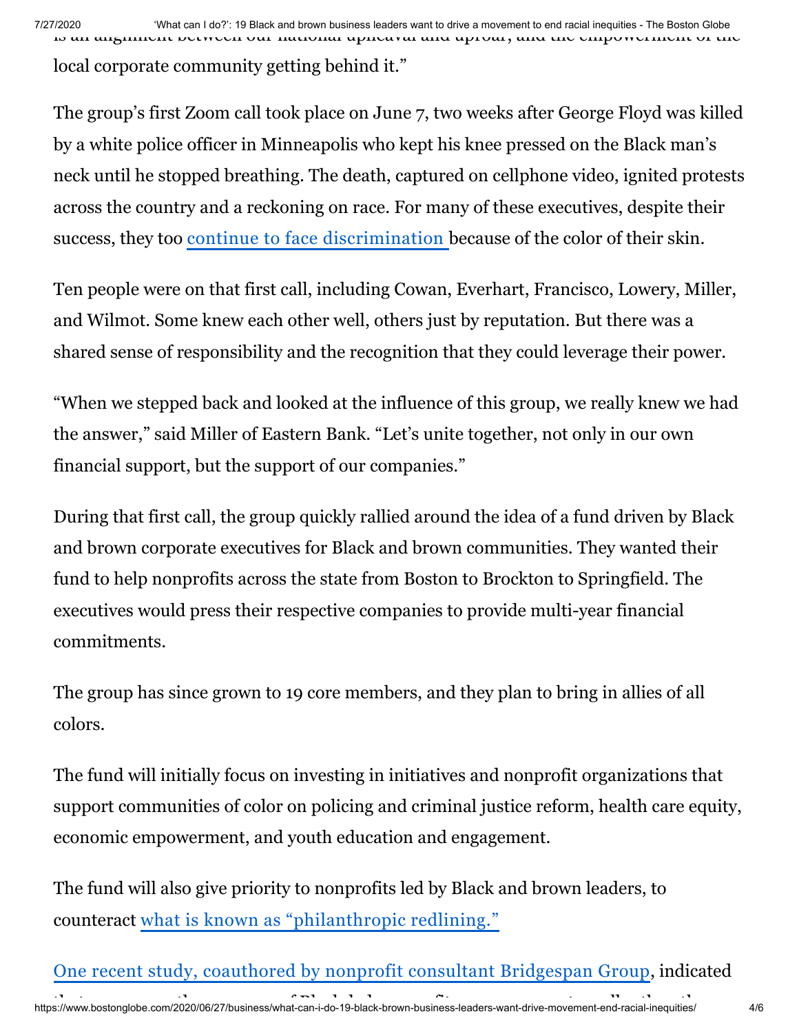local corporate community getting behind it."

The group's first Zoom call took place on June 7, two weeks after George Floyd was killed by a white police officer in Minneapolis who kept his knee pressed on the Black man's neck until he stopped breathing. The death, captured on cellphone video, ignited protests across the country and a reckoning on race. For many of these executives, despite their success, they too continue to face discrimination because of the color of their skin.

Ten people were on that first call, including Cowan, Everhart, Francisco, Lowery, Miller, and Wilmot. Some knew each other well, others just by reputation. But there was a shared sense of responsibility and the recognition that they could leverage their power.

"When we stepped back and looked at the influence of this group, we really knew we had the answer," said Miller of Eastern Bank. "Let's unite together, not only in our own financial support, but the support of our companies."

During that first call, the group quickly rallied around the idea of a fund driven by Black and brown corporate executives for Black and brown communities. They wanted their fund to help nonprofits across the state from Boston to Brockton to Springfield. The executives would press their respective companies to provide multi-year financial commitments.

The group has since grown to 19 core members, and they plan to bring in allies of all colors.

The fund will initially focus on investing in initiatives and nonprofit organizations that support communities of color on policing and criminal justice reform, health care equity, economic empowerment, and youth education and engagement.

The fund will also give priority to nonprofits led by Black and brown leaders, to counteract what is known as "philanthropic redlining."

One recent study, coauthored by nonprofit consultant Bridgespan Group, indicated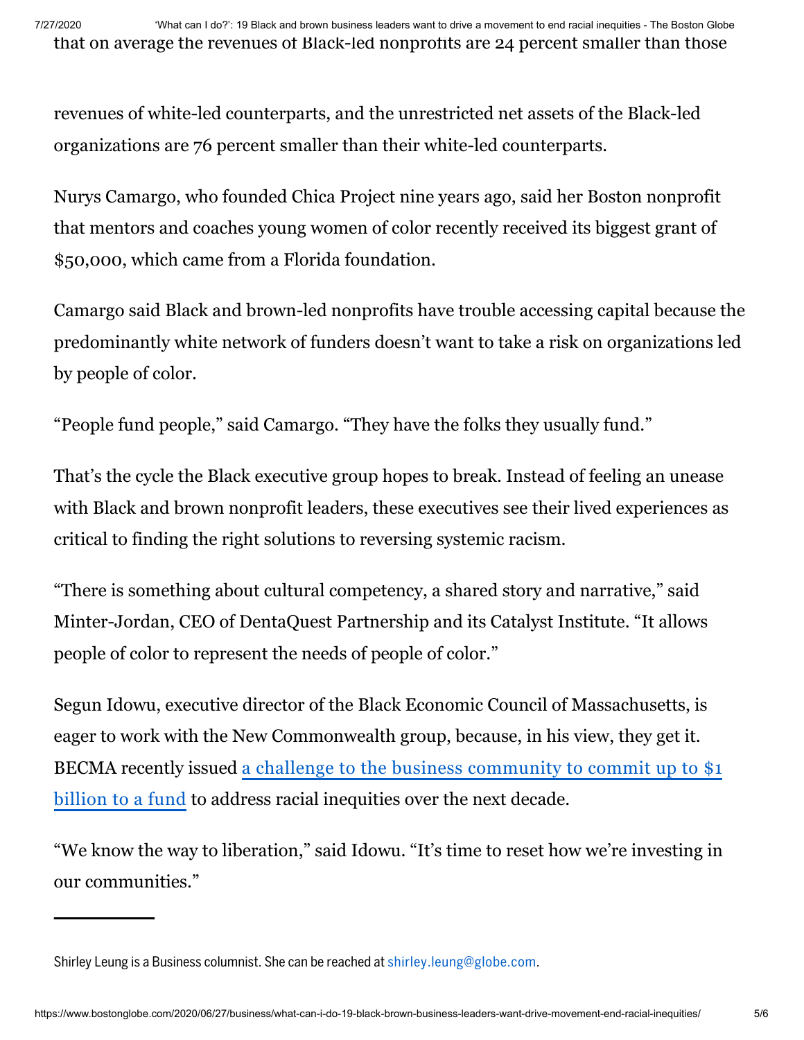that on average the revenues of Black-led nonprofits are 24 percent smaller than those

revenues of white-led counterparts, and the unrestricted net assets of the Black-led organizations are 76 percent smaller than their white-led counterparts.

Nurys Camargo, who founded Chica Project nine years ago, said her Boston nonprofit that mentors and coaches young women of color recently received its biggest grant of $50,000, which came from a Florida foundation.

Camargo said Black and brown-led nonprofits have trouble accessing capital because the predominantly white network of funders doesn't want to take a risk on organizations led by people of color.

"People fund people," said Camargo. "They have the folks they usually fund."

That's the cycle the Black executive group hopes to break. Instead of feeling an unease with Black and brown nonprofit leaders, these executives see their lived experiences as critical to finding the right solutions to reversing systemic racism.

"There is something about cultural competency, a shared story and narrative," said Minter-Jordan, CEO of DentaQuest Partnership and its Catalyst Institute. "It allows people of color to represent the needs of people of color."

Segun Idowu, executive director of the Black Economic Council of Massachusetts, is eager to work with the New Commonwealth group, because, in his view, they get it. BECMA recently issued a challenge to the business community to commit up to $1 billion to a fund to address racial inequities over the next decade.

"We know the way to liberation," said Idowu. "It's time to reset how we're investing in our communities."

---

Shirley Leung is a Business columnist. She can be reached at shirley.leung@globe.com.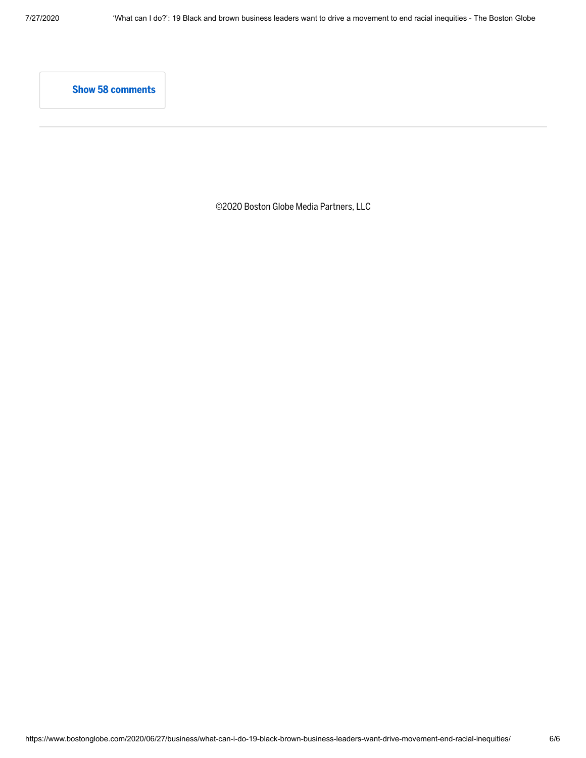**Show 58 comments**

---

©2020 Boston Globe Media Partners, LLC